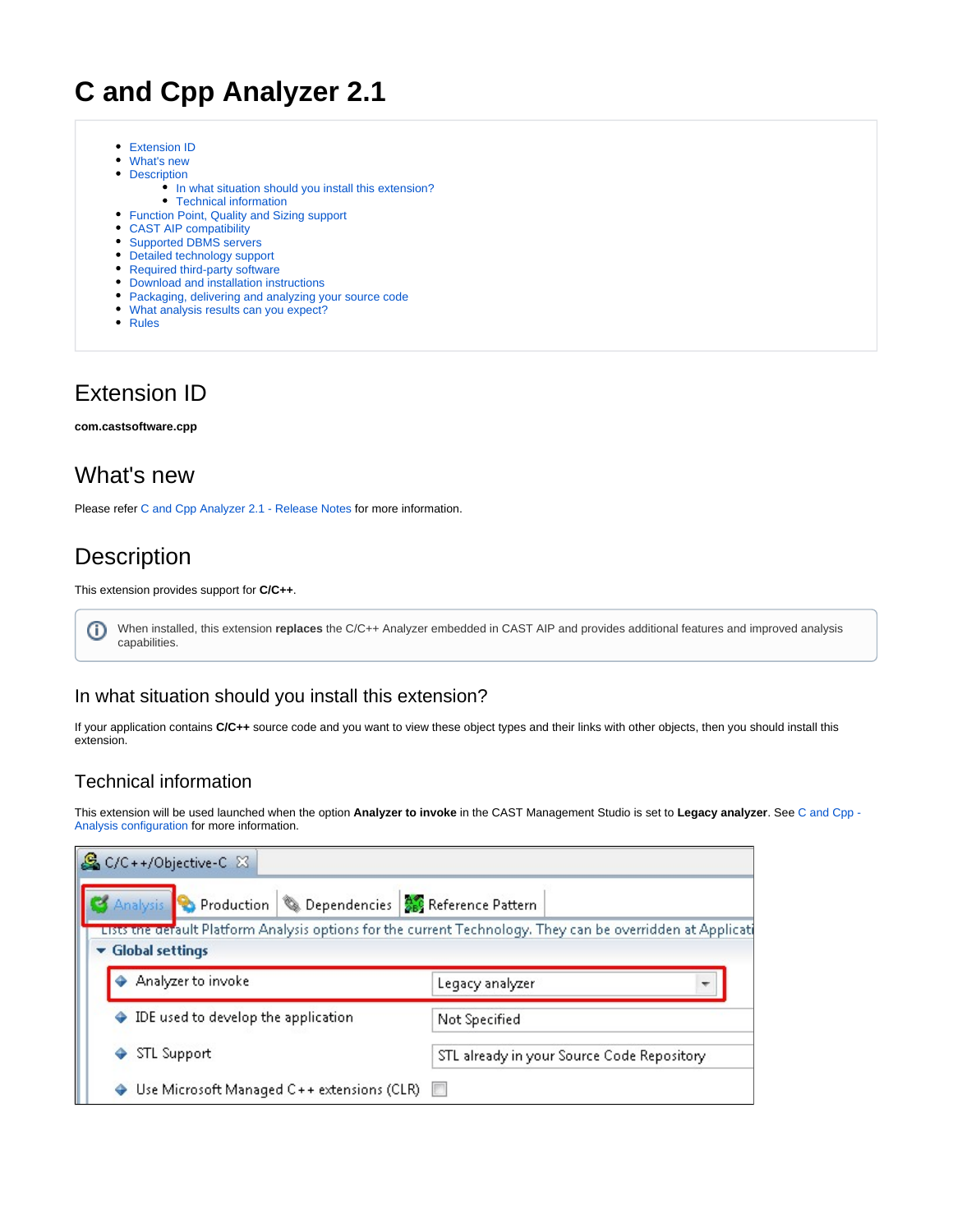# C and Cpp Analyzer 2.1

- Extension ID
- What's new
- Description
  - In what situation should you install this extension?
  - Technical information
- Function Point, Quality and Sizing support
- CAST AIP compatibility
- Supported DBMS servers
- Detailed technology support
- Required third-party software
- Download and installation instructions
- Packaging, delivering and analyzing your source code
- What analysis results can you expect?
- Rules

## Extension ID

**com.castsoftware.cpp**

## What's new

Please refer C and Cpp Analyzer 2.1 - Release Notes for more information.

## Description

This extension provides support for **C/C++**.

> When installed, this extension **replaces** the C/C++ Analyzer embedded in CAST AIP and provides additional features and improved analysis capabilities.

### In what situation should you install this extension?

If your application contains **C/C++** source code and you want to view these object types and their links with other objects, then you should install this extension.

### Technical information

This extension will be used launched when the option **Analyzer to invoke** in the CAST Management Studio is set to **Legacy analyzer**. See C and Cpp - Analysis configuration for more information.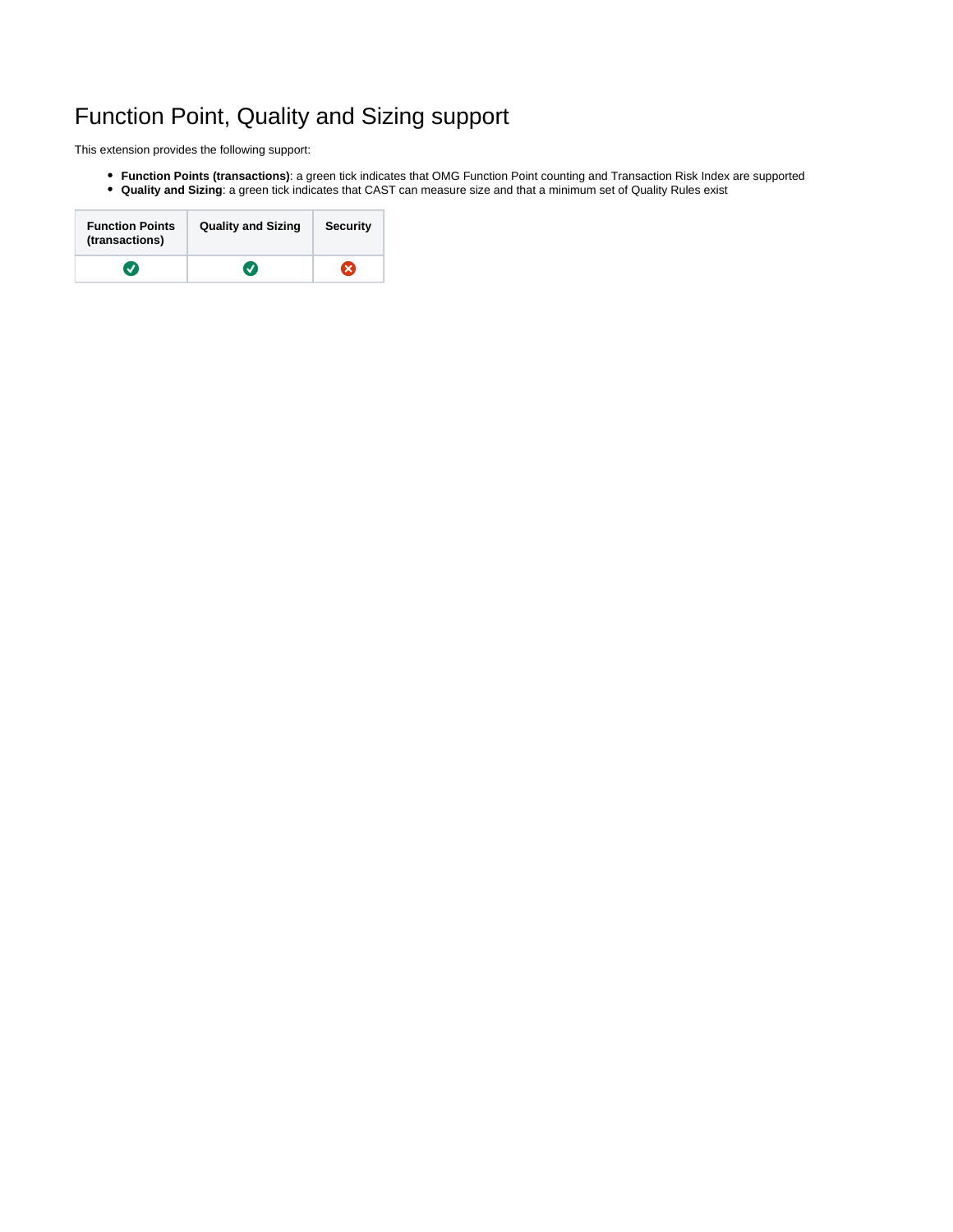# Function Point, Quality and Sizing support

This extension provides the following support:

- **Function Points (transactions)**: a green tick indicates that OMG Function Point counting and Transaction Risk Index are supported
- **Quality and Sizing**: a green tick indicates that CAST can measure size and that a minimum set of Quality Rules exist

| Function Points (transactions) | Quality and Sizing | Security |
|---|---|---|
| ✅ | ✅ | ❌ |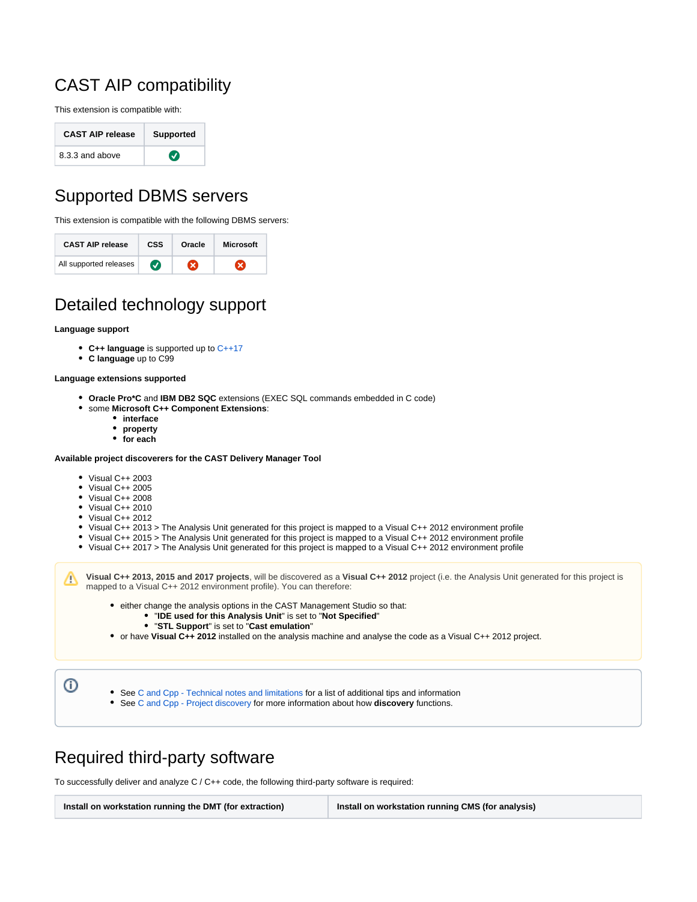# CAST AIP compatibility

This extension is compatible with:

| CAST AIP release | Supported |
| --- | --- |
| 8.3.3 and above | ✅ |

# Supported DBMS servers

This extension is compatible with the following DBMS servers:

| CAST AIP release | CSS | Oracle | Microsoft |
| --- | --- | --- | --- |
| All supported releases | ✅ | ❌ | ❌ |

# Detailed technology support

**Language support**

- **C++ language** is supported up to C++17
- **C language** up to C99

**Language extensions supported**

- **Oracle Pro*C** and **IBM DB2 SQC** extensions (EXEC SQL commands embedded in C code)
- some **Microsoft C++ Component Extensions**:
  - **interface**
  - **property**
  - **for each**

**Available project discoverers for the CAST Delivery Manager Tool**

- Visual C++ 2003
- Visual C++ 2005
- Visual C++ 2008
- Visual C++ 2010
- Visual C++ 2012
- Visual C++ 2013 > The Analysis Unit generated for this project is mapped to a Visual C++ 2012 environment profile
- Visual C++ 2015 > The Analysis Unit generated for this project is mapped to a Visual C++ 2012 environment profile
- Visual C++ 2017 > The Analysis Unit generated for this project is mapped to a Visual C++ 2012 environment profile

> ⚠ **Visual C++ 2013, 2015 and 2017 projects**, will be discovered as a **Visual C++ 2012** project (i.e. the Analysis Unit generated for this project is mapped to a Visual C++ 2012 environment profile). You can therefore:
>
> - either change the analysis options in the CAST Management Studio so that:
>   - "**IDE used for this Analysis Unit**" is set to "**Not Specified**"
>   - "**STL Support**" is set to "**Cast emulation**"
> - or have **Visual C++ 2012** installed on the analysis machine and analyse the code as a Visual C++ 2012 project.

> ⓘ
> - See C and Cpp - Technical notes and limitations for a list of additional tips and information
> - See C and Cpp - Project discovery for more information about how **discovery** functions.

# Required third-party software

To successfully deliver and analyze C / C++ code, the following third-party software is required:

| Install on workstation running the DMT (for extraction) | Install on workstation running CMS (for analysis) |
| --- | --- |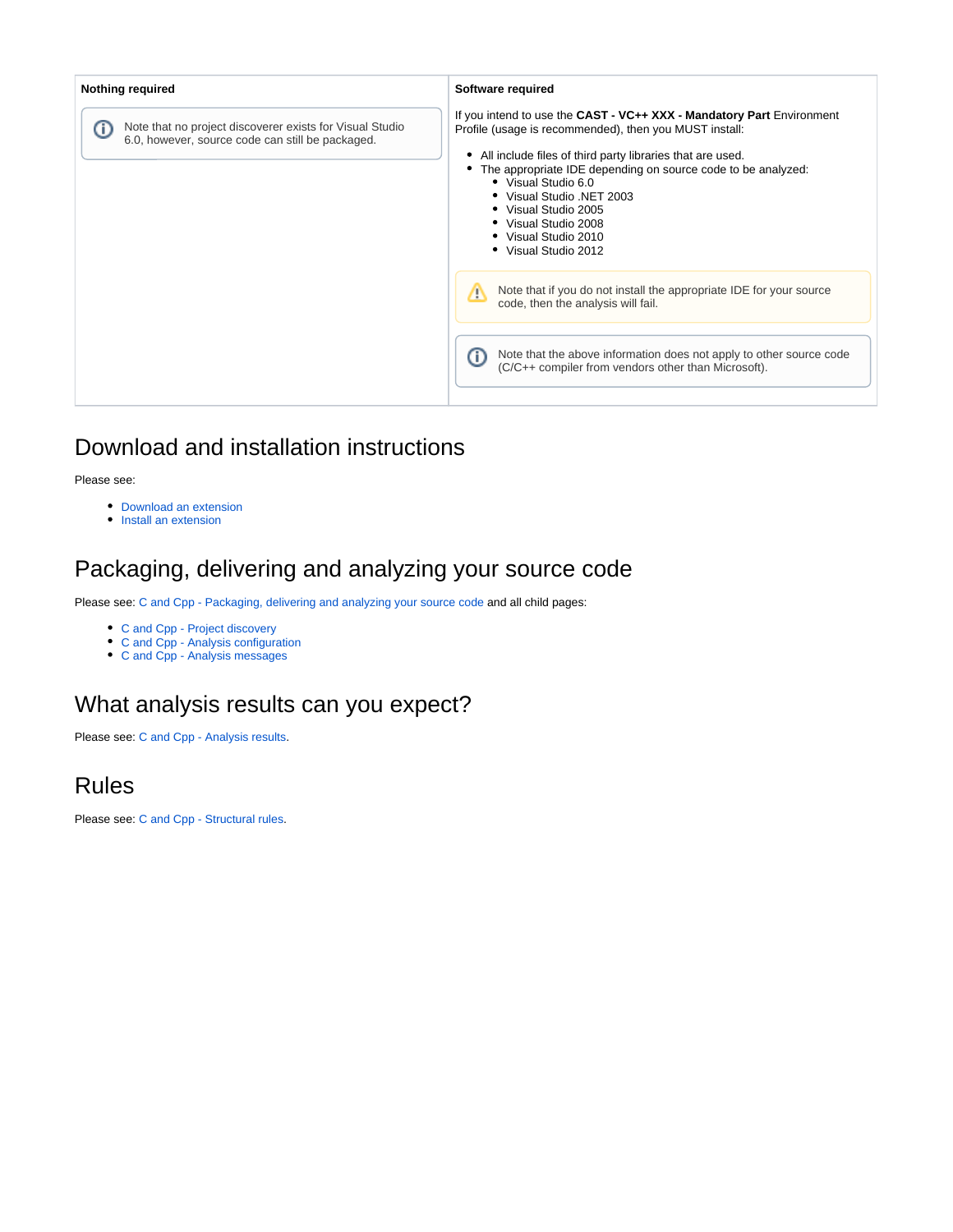| Nothing required | Software required |
| --- | --- |
| Note that no project discoverer exists for Visual Studio 6.0, however, source code can still be packaged. | If you intend to use the **CAST - VC++ XXX - Mandatory Part** Environment Profile (usage is recommended), then you MUST install:<br>• All include files of third party libraries that are used.<br>• The appropriate IDE depending on source code to be analyzed:<br>  ◦ Visual Studio 6.0<br>  ◦ Visual Studio .NET 2003<br>  ◦ Visual Studio 2005<br>  ◦ Visual Studio 2008<br>  ◦ Visual Studio 2010<br>  ◦ Visual Studio 2012<br><br>Note that if you do not install the appropriate IDE for your source code, then the analysis will fail.<br><br>Note that the above information does not apply to other source code (C/C++ compiler from vendors other than Microsoft). |

## Download and installation instructions

Please see:

- Download an extension
- Install an extension

## Packaging, delivering and analyzing your source code

Please see: C and Cpp - Packaging, delivering and analyzing your source code and all child pages:

- C and Cpp - Project discovery
- C and Cpp - Analysis configuration
- C and Cpp - Analysis messages

## What analysis results can you expect?

Please see: C and Cpp - Analysis results.

## Rules

Please see: C and Cpp - Structural rules.